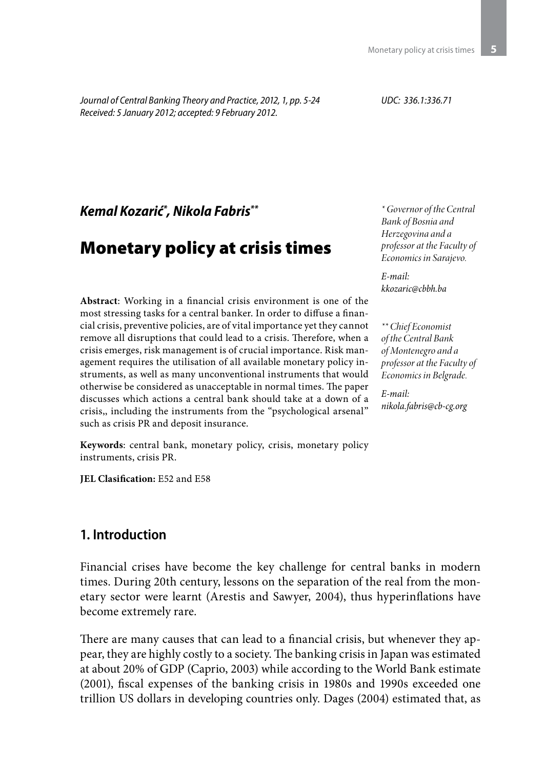*Journal of Central Banking Theory and Practice, 2012, 1, pp. 5-24*
*Received: 5 January 2012; accepted: 9 February 2012.*

*UDC: 336.1:336.71*

***Kemal Kozarić*[*], *Nikola Fabris*[**]**

*[*] Governor of the Central Bank of Bosnia and Herzegovina and a professor at the Faculty of Economics in Sarajevo.*

*E-mail: kkozaric@cbbh.ba*

*[**] Chief Economist of the Central Bank of Montenegro and a professor at the Faculty of Economics in Belgrade.*

*E-mail: nikola.fabris@cb-cg.org*

# Monetary policy at crisis times

**Abstract**: Working in a financial crisis environment is one of the most stressing tasks for a central banker. In order to diffuse a financial crisis, preventive policies, are of vital importance yet they cannot remove all disruptions that could lead to a crisis. Therefore, when a crisis emerges, risk management is of crucial importance. Risk management requires the utilisation of all available monetary policy instruments, as well as many unconventional instruments that would otherwise be considered as unacceptable in normal times. The paper discusses which actions a central bank should take at a down of a crisis,, including the instruments from the "psychological arsenal" such as crisis PR and deposit insurance.

**Keywords**: central bank, monetary policy, crisis, monetary policy instruments, crisis PR.

**JEL Clasification:** E52 and E58

## 1. Introduction

Financial crises have become the key challenge for central banks in modern times. During 20th century, lessons on the separation of the real from the monetary sector were learnt (Arestis and Sawyer, 2004), thus hyperinflations have become extremely rare.

There are many causes that can lead to a financial crisis, but whenever they appear, they are highly costly to a society. The banking crisis in Japan was estimated at about 20% of GDP (Caprio, 2003) while according to the World Bank estimate (2001), fiscal expenses of the banking crisis in 1980s and 1990s exceeded one trillion US dollars in developing countries only. Dages (2004) estimated that, as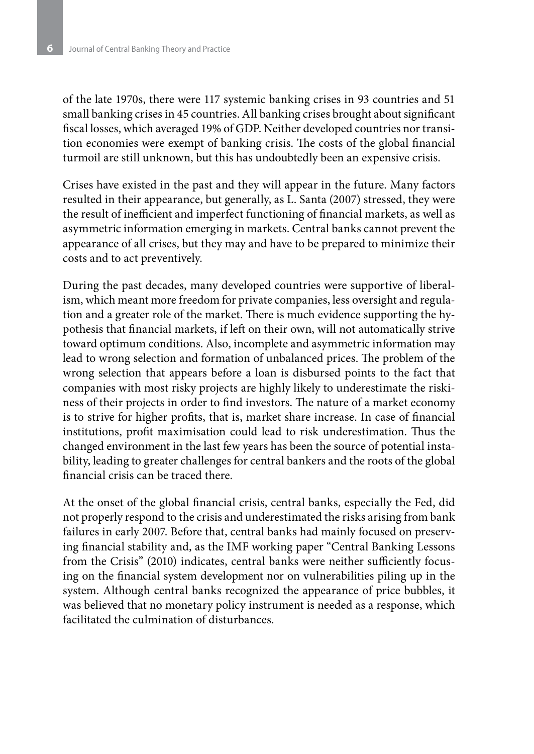of the late 1970s, there were 117 systemic banking crises in 93 countries and 51 small banking crises in 45 countries. All banking crises brought about significant fiscal losses, which averaged 19% of GDP. Neither developed countries nor transition economies were exempt of banking crisis. The costs of the global financial turmoil are still unknown, but this has undoubtedly been an expensive crisis.

Crises have existed in the past and they will appear in the future. Many factors resulted in their appearance, but generally, as L. Santa (2007) stressed, they were the result of inefficient and imperfect functioning of financial markets, as well as asymmetric information emerging in markets. Central banks cannot prevent the appearance of all crises, but they may and have to be prepared to minimize their costs and to act preventively.

During the past decades, many developed countries were supportive of liberalism, which meant more freedom for private companies, less oversight and regulation and a greater role of the market. There is much evidence supporting the hypothesis that financial markets, if left on their own, will not automatically strive toward optimum conditions. Also, incomplete and asymmetric information may lead to wrong selection and formation of unbalanced prices. The problem of the wrong selection that appears before a loan is disbursed points to the fact that companies with most risky projects are highly likely to underestimate the riskiness of their projects in order to find investors. The nature of a market economy is to strive for higher profits, that is, market share increase. In case of financial institutions, profit maximisation could lead to risk underestimation. Thus the changed environment in the last few years has been the source of potential instability, leading to greater challenges for central bankers and the roots of the global financial crisis can be traced there.

At the onset of the global financial crisis, central banks, especially the Fed, did not properly respond to the crisis and underestimated the risks arising from bank failures in early 2007. Before that, central banks had mainly focused on preserving financial stability and, as the IMF working paper "Central Banking Lessons from the Crisis" (2010) indicates, central banks were neither sufficiently focusing on the financial system development nor on vulnerabilities piling up in the system. Although central banks recognized the appearance of price bubbles, it was believed that no monetary policy instrument is needed as a response, which facilitated the culmination of disturbances.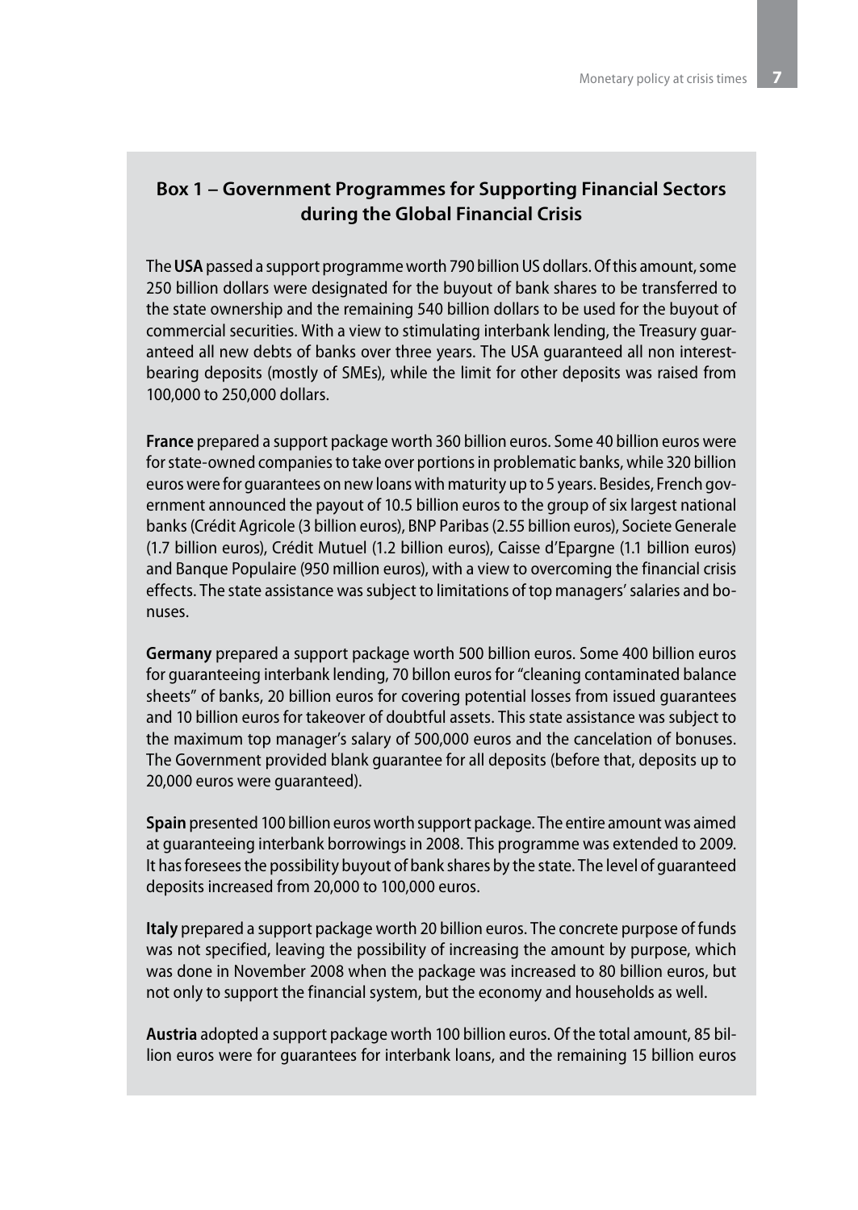## Box 1 – Government Programmes for Supporting Financial Sectors during the Global Financial Crisis

The **USA** passed a support programme worth 790 billion US dollars. Of this amount, some 250 billion dollars were designated for the buyout of bank shares to be transferred to the state ownership and the remaining 540 billion dollars to be used for the buyout of commercial securities. With a view to stimulating interbank lending, the Treasury guaranteed all new debts of banks over three years. The USA guaranteed all non interest-bearing deposits (mostly of SMEs), while the limit for other deposits was raised from 100,000 to 250,000 dollars.

**France** prepared a support package worth 360 billion euros. Some 40 billion euros were for state-owned companies to take over portions in problematic banks, while 320 billion euros were for guarantees on new loans with maturity up to 5 years. Besides, French government announced the payout of 10.5 billion euros to the group of six largest national banks (Crédit Agricole (3 billion euros), BNP Paribas (2.55 billion euros), Societe Generale (1.7 billion euros), Crédit Mutuel (1.2 billion euros), Caisse d'Epargne (1.1 billion euros) and Banque Populaire (950 million euros), with a view to overcoming the financial crisis effects. The state assistance was subject to limitations of top managers' salaries and bonuses.

**Germany** prepared a support package worth 500 billion euros. Some 400 billion euros for guaranteeing interbank lending, 70 billon euros for "cleaning contaminated balance sheets" of banks, 20 billion euros for covering potential losses from issued guarantees and 10 billion euros for takeover of doubtful assets. This state assistance was subject to the maximum top manager's salary of 500,000 euros and the cancelation of bonuses. The Government provided blank guarantee for all deposits (before that, deposits up to 20,000 euros were guaranteed).

**Spain** presented 100 billion euros worth support package. The entire amount was aimed at guaranteeing interbank borrowings in 2008. This programme was extended to 2009. It has foresees the possibility buyout of bank shares by the state. The level of guaranteed deposits increased from 20,000 to 100,000 euros.

**Italy** prepared a support package worth 20 billion euros. The concrete purpose of funds was not specified, leaving the possibility of increasing the amount by purpose, which was done in November 2008 when the package was increased to 80 billion euros, but not only to support the financial system, but the economy and households as well.

**Austria** adopted a support package worth 100 billion euros. Of the total amount, 85 billion euros were for guarantees for interbank loans, and the remaining 15 billion euros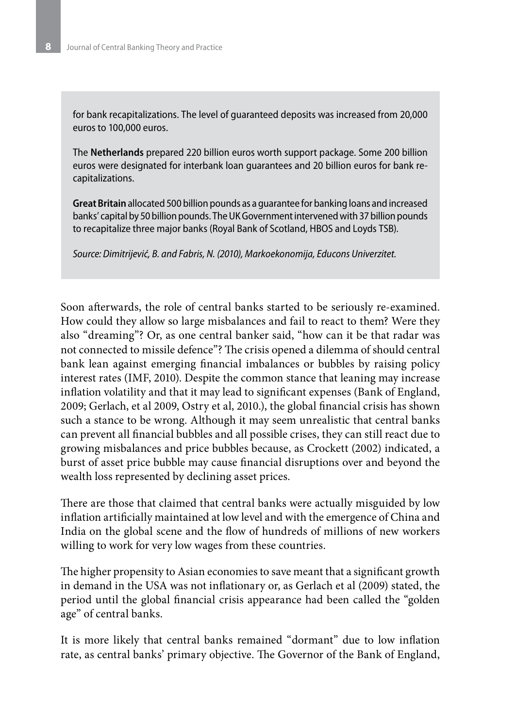for bank recapitalizations. The level of guaranteed deposits was increased from 20,000 euros to 100,000 euros.

The **Netherlands** prepared 220 billion euros worth support package. Some 200 billion euros were designated for interbank loan guarantees and 20 billion euros for bank re-capitalizations.

**Great Britain** allocated 500 billion pounds as a guarantee for banking loans and increased banks' capital by 50 billion pounds. The UK Government intervened with 37 billion pounds to recapitalize three major banks (Royal Bank of Scotland, HBOS and Loyds TSB).

*Source: Dimitrijević, B. and Fabris, N. (2010), Markoekonomija, Educons Univerzitet.*

Soon afterwards, the role of central banks started to be seriously re-examined. How could they allow so large misbalances and fail to react to them? Were they also "dreaming"? Or, as one central banker said, "how can it be that radar was not connected to missile defence"? The crisis opened a dilemma of should central bank lean against emerging financial imbalances or bubbles by raising policy interest rates (IMF, 2010). Despite the common stance that leaning may increase inflation volatility and that it may lead to significant expenses (Bank of England, 2009; Gerlach, et al 2009, Ostry et al, 2010.), the global financial crisis has shown such a stance to be wrong. Although it may seem unrealistic that central banks can prevent all financial bubbles and all possible crises, they can still react due to growing misbalances and price bubbles because, as Crockett (2002) indicated, a burst of asset price bubble may cause financial disruptions over and beyond the wealth loss represented by declining asset prices.

There are those that claimed that central banks were actually misguided by low inflation artificially maintained at low level and with the emergence of China and India on the global scene and the flow of hundreds of millions of new workers willing to work for very low wages from these countries.

The higher propensity to Asian economies to save meant that a significant growth in demand in the USA was not inflationary or, as Gerlach et al (2009) stated, the period until the global financial crisis appearance had been called the "golden age" of central banks.

It is more likely that central banks remained "dormant" due to low inflation rate, as central banks' primary objective. The Governor of the Bank of England,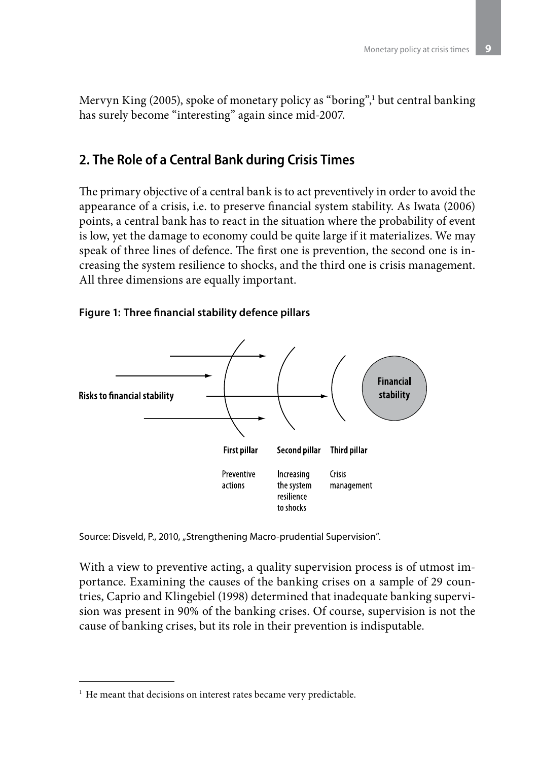Mervyn King (2005), spoke of monetary policy as "boring",[1] but central banking has surely become "interesting" again since mid-2007.

## 2. The Role of a Central Bank during Crisis Times

The primary objective of a central bank is to act preventively in order to avoid the appearance of a crisis, i.e. to preserve financial system stability. As Iwata (2006) points, a central bank has to react in the situation where the probability of event is low, yet the damage to economy could be quite large if it materializes. We may speak of three lines of defence. The first one is prevention, the second one is increasing the system resilience to shocks, and the third one is crisis management. All three dimensions are equally important.

**Figure 1: Three financial stability defence pillars**

Risks to financial stability

Financial stability

First pillar — Preventive actions

Second pillar — Increasing the system resilience to shocks

Third pillar — Crisis management

Source: Disveld, P., 2010, „Strengthening Macro-prudential Supervision".

With a view to preventive acting, a quality supervision process is of utmost importance. Examining the causes of the banking crises on a sample of 29 countries, Caprio and Klingebiel (1998) determined that inadequate banking supervision was present in 90% of the banking crises. Of course, supervision is not the cause of banking crises, but its role in their prevention is indisputable.

[1] He meant that decisions on interest rates became very predictable.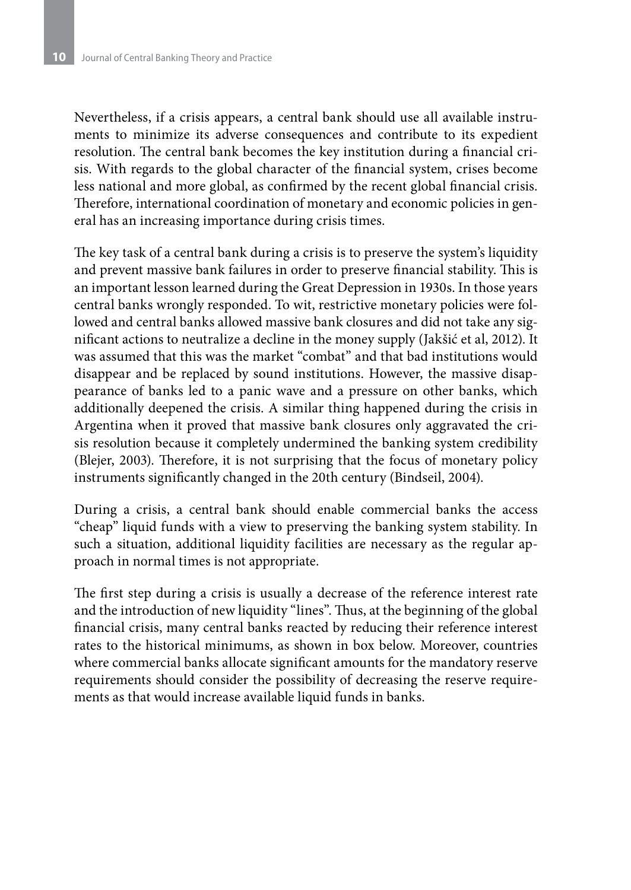Nevertheless, if a crisis appears, a central bank should use all available instruments to minimize its adverse consequences and contribute to its expedient resolution. The central bank becomes the key institution during a financial crisis. With regards to the global character of the financial system, crises become less national and more global, as confirmed by the recent global financial crisis. Therefore, international coordination of monetary and economic policies in general has an increasing importance during crisis times.

The key task of a central bank during a crisis is to preserve the system's liquidity and prevent massive bank failures in order to preserve financial stability. This is an important lesson learned during the Great Depression in 1930s. In those years central banks wrongly responded. To wit, restrictive monetary policies were followed and central banks allowed massive bank closures and did not take any significant actions to neutralize a decline in the money supply (Jakšić et al, 2012). It was assumed that this was the market "combat" and that bad institutions would disappear and be replaced by sound institutions. However, the massive disappearance of banks led to a panic wave and a pressure on other banks, which additionally deepened the crisis. A similar thing happened during the crisis in Argentina when it proved that massive bank closures only aggravated the crisis resolution because it completely undermined the banking system credibility (Blejer, 2003). Therefore, it is not surprising that the focus of monetary policy instruments significantly changed in the 20th century (Bindseil, 2004).

During a crisis, a central bank should enable commercial banks the access "cheap" liquid funds with a view to preserving the banking system stability. In such a situation, additional liquidity facilities are necessary as the regular approach in normal times is not appropriate.

The first step during a crisis is usually a decrease of the reference interest rate and the introduction of new liquidity "lines". Thus, at the beginning of the global financial crisis, many central banks reacted by reducing their reference interest rates to the historical minimums, as shown in box below. Moreover, countries where commercial banks allocate significant amounts for the mandatory reserve requirements should consider the possibility of decreasing the reserve requirements as that would increase available liquid funds in banks.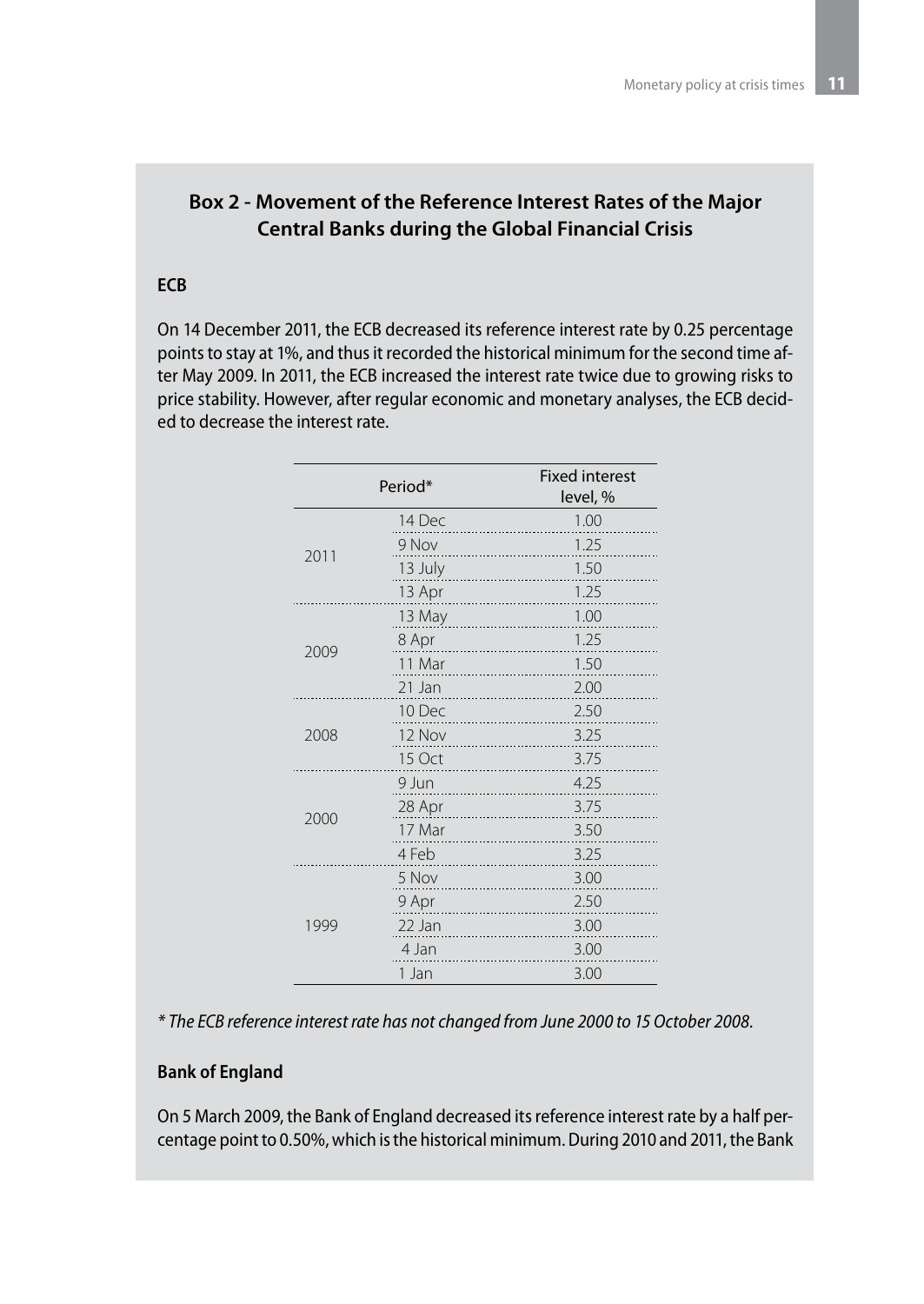## Box 2 - Movement of the Reference Interest Rates of the Major Central Banks during the Global Financial Crisis

**ECB**

On 14 December 2011, the ECB decreased its reference interest rate by 0.25 percentage points to stay at 1%, and thus it recorded the historical minimum for the second time after May 2009. In 2011, the ECB increased the interest rate twice due to growing risks to price stability. However, after regular economic and monetary analyses, the ECB decided to decrease the interest rate.

| Period* | | Fixed interest level, % |
|---|---|---|
| 2011 | 14 Dec | 1.00 |
| | 9 Nov | 1.25 |
| | 13 July | 1.50 |
| | 13 Apr | 1.25 |
| 2009 | 13 May | 1.00 |
| | 8 Apr | 1.25 |
| | 11 Mar | 1.50 |
| | 21 Jan | 2.00 |
| 2008 | 10 Dec | 2.50 |
| | 12 Nov | 3.25 |
| | 15 Oct | 3.75 |
| 2000 | 9 Jun | 4.25 |
| | 28 Apr | 3.75 |
| | 17 Mar | 3.50 |
| | 4 Feb | 3.25 |
| 1999 | 5 Nov | 3.00 |
| | 9 Apr | 2.50 |
| | 22 Jan | 3.00 |
| | 4 Jan | 3.00 |
| | 1 Jan | 3.00 |

*\* The ECB reference interest rate has not changed from June 2000 to 15 October 2008.*

**Bank of England**

On 5 March 2009, the Bank of England decreased its reference interest rate by a half percentage point to 0.50%, which is the historical minimum. During 2010 and 2011, the Bank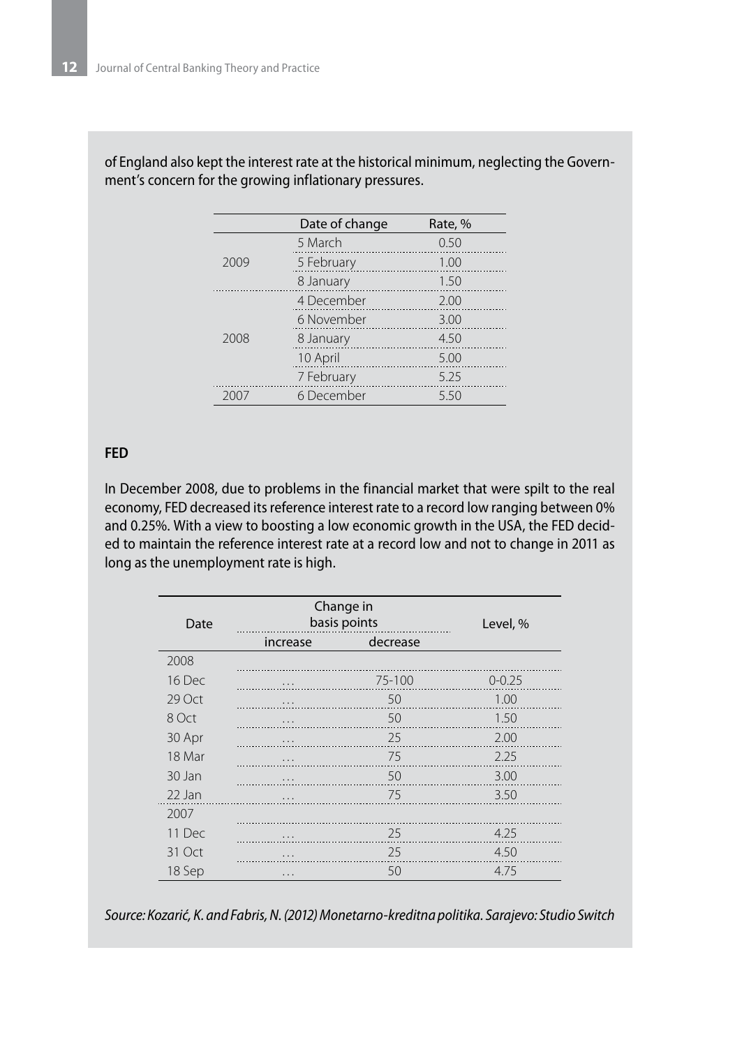of England also kept the interest rate at the historical minimum, neglecting the Government's concern for the growing inflationary pressures.

| | Date of change | Rate, % |
|---|---|---|
| 2009 | 5 March | 0.50 |
| | 5 February | 1.00 |
| | 8 January | 1.50 |
| 2008 | 4 December | 2.00 |
| | 6 November | 3.00 |
| | 8 January | 4.50 |
| | 10 April | 5.00 |
| | 7 February | 5.25 |
| 2007 | 6 December | 5.50 |

**FED**

In December 2008, due to problems in the financial market that were spilt to the real economy, FED decreased its reference interest rate to a record low ranging between 0% and 0.25%. With a view to boosting a low economic growth in the USA, the FED decided to maintain the reference interest rate at a record low and not to change in 2011 as long as the unemployment rate is high.

| Date | Change in basis points | | Level, % |
|---|---|---|---|
| | increase | decrease | |
| 2008 | | | |
| 16 Dec | … | 75-100 | 0-0.25 |
| 29 Oct | … | 50 | 1.00 |
| 8 Oct | … | 50 | 1.50 |
| 30 Apr | … | 25 | 2.00 |
| 18 Mar | … | 75 | 2.25 |
| 30 Jan | … | 50 | 3.00 |
| 22 Jan | … | 75 | 3.50 |
| 2007 | | | |
| 11 Dec | … | 25 | 4.25 |
| 31 Oct | … | 25 | 4.50 |
| 18 Sep | … | 50 | 4.75 |

*Source: Kozarić, K. and Fabris, N. (2012) Monetarno-kreditna politika. Sarajevo: Studio Switch*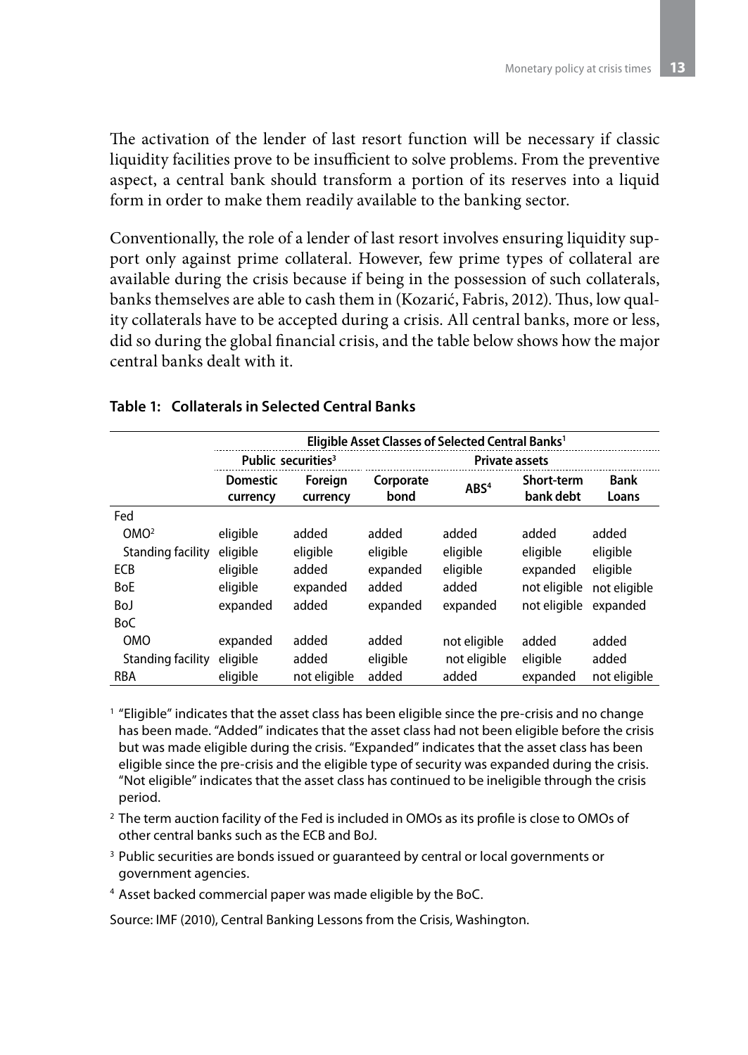The activation of the lender of last resort function will be necessary if classic liquidity facilities prove to be insufficient to solve problems. From the preventive aspect, a central bank should transform a portion of its reserves into a liquid form in order to make them readily available to the banking sector.

Conventionally, the role of a lender of last resort involves ensuring liquidity support only against prime collateral. However, few prime types of collateral are available during the crisis because if being in the possession of such collaterals, banks themselves are able to cash them in (Kozarić, Fabris, 2012). Thus, low quality collaterals have to be accepted during a crisis. All central banks, more or less, did so during the global financial crisis, and the table below shows how the major central banks dealt with it.

**Table 1: Collaterals in Selected Central Banks**

| | Eligible Asset Classes of Selected Central Banks[1] | | | | | |
|---|---|---|---|---|---|---|
| | Public securities[3] | | Private assets | | | |
| | Domestic currency | Foreign currency | Corporate bond | ABS[4] | Short-term bank debt | Bank Loans |
| Fed | | | | | | |
| OMO[2] | eligible | added | added | added | added | added |
| Standing facility | eligible | eligible | eligible | eligible | eligible | eligible |
| ECB | eligible | added | expanded | eligible | expanded | eligible |
| BoE | eligible | expanded | added | added | not eligible | not eligible |
| BoJ | expanded | added | expanded | expanded | not eligible | expanded |
| BoC | | | | | | |
| OMO | expanded | added | added | not eligible | added | added |
| Standing facility | eligible | added | eligible | not eligible | eligible | added |
| RBA | eligible | not eligible | added | added | expanded | not eligible |

[1] "Eligible" indicates that the asset class has been eligible since the pre-crisis and no change has been made. "Added" indicates that the asset class had not been eligible before the crisis but was made eligible during the crisis. "Expanded" indicates that the asset class has been eligible since the pre-crisis and the eligible type of security was expanded during the crisis. "Not eligible" indicates that the asset class has continued to be ineligible through the crisis period.

[2] The term auction facility of the Fed is included in OMOs as its profile is close to OMOs of other central banks such as the ECB and BoJ.

[3] Public securities are bonds issued or guaranteed by central or local governments or government agencies.

[4] Asset backed commercial paper was made eligible by the BoC.

Source: IMF (2010), Central Banking Lessons from the Crisis, Washington.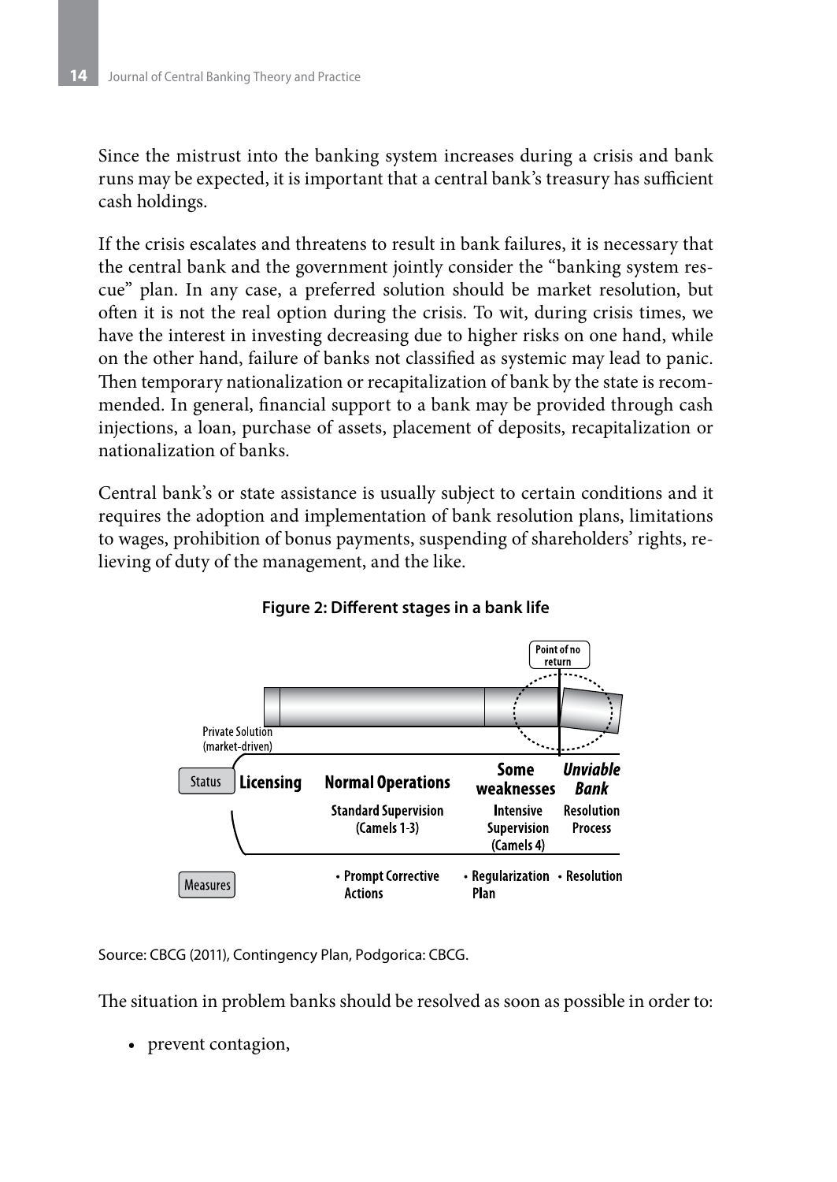Since the mistrust into the banking system increases during a crisis and bank runs may be expected, it is important that a central bank's treasury has sufficient cash holdings.

If the crisis escalates and threatens to result in bank failures, it is necessary that the central bank and the government jointly consider the "banking system rescue" plan. In any case, a preferred solution should be market resolution, but often it is not the real option during the crisis. To wit, during crisis times, we have the interest in investing decreasing due to higher risks on one hand, while on the other hand, failure of banks not classified as systemic may lead to panic. Then temporary nationalization or recapitalization of bank by the state is recommended. In general, financial support to a bank may be provided through cash injections, a loan, purchase of assets, placement of deposits, recapitalization or nationalization of banks.

Central bank's or state assistance is usually subject to certain conditions and it requires the adoption and implementation of bank resolution plans, limitations to wages, prohibition of bonus payments, suspending of shareholders' rights, relieving of duty of the management, and the like.

**Figure 2: Different stages in a bank life**

| | | | | |
|---|---|---|---|---|
| | Private Solution (market-driven) | | | Point of no return |
| Status | Licensing | Normal Operations | Some weaknesses | *Unviable Bank* |
| | | Standard Supervision (Camels 1-3) | Intensive Supervision (Camels 4) | Resolution Process |
| Measures | | • Prompt Corrective Actions | • Regularization Plan | • Resolution |

Source: CBCG (2011), Contingency Plan, Podgorica: CBCG.

The situation in problem banks should be resolved as soon as possible in order to:

- prevent contagion,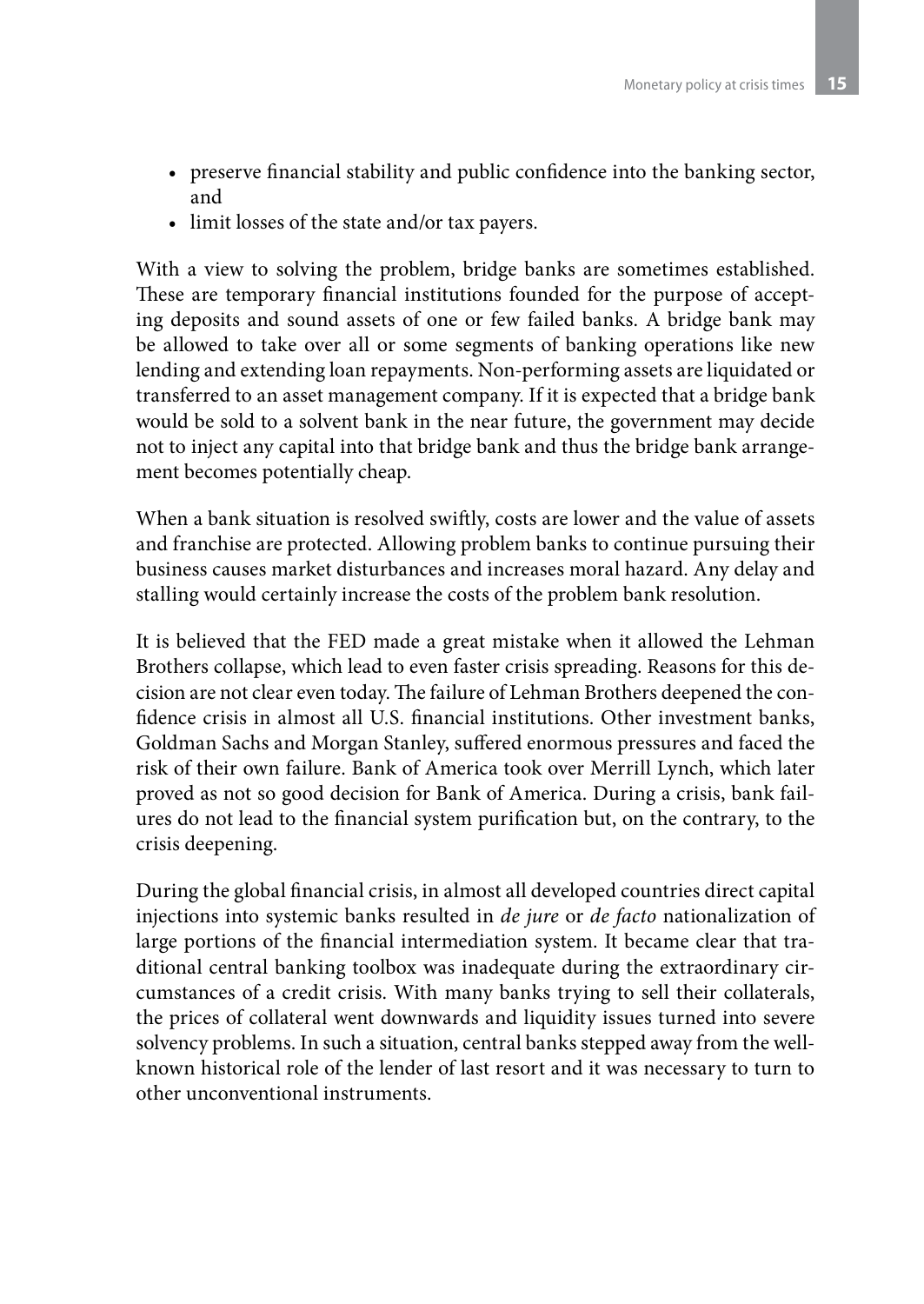- preserve financial stability and public confidence into the banking sector, and
- limit losses of the state and/or tax payers.

With a view to solving the problem, bridge banks are sometimes established. These are temporary financial institutions founded for the purpose of accepting deposits and sound assets of one or few failed banks. A bridge bank may be allowed to take over all or some segments of banking operations like new lending and extending loan repayments. Non-performing assets are liquidated or transferred to an asset management company. If it is expected that a bridge bank would be sold to a solvent bank in the near future, the government may decide not to inject any capital into that bridge bank and thus the bridge bank arrangement becomes potentially cheap.

When a bank situation is resolved swiftly, costs are lower and the value of assets and franchise are protected. Allowing problem banks to continue pursuing their business causes market disturbances and increases moral hazard. Any delay and stalling would certainly increase the costs of the problem bank resolution.

It is believed that the FED made a great mistake when it allowed the Lehman Brothers collapse, which lead to even faster crisis spreading. Reasons for this decision are not clear even today. The failure of Lehman Brothers deepened the confidence crisis in almost all U.S. financial institutions. Other investment banks, Goldman Sachs and Morgan Stanley, suffered enormous pressures and faced the risk of their own failure. Bank of America took over Merrill Lynch, which later proved as not so good decision for Bank of America. During a crisis, bank failures do not lead to the financial system purification but, on the contrary, to the crisis deepening.

During the global financial crisis, in almost all developed countries direct capital injections into systemic banks resulted in *de jure* or *de facto* nationalization of large portions of the financial intermediation system. It became clear that traditional central banking toolbox was inadequate during the extraordinary circumstances of a credit crisis. With many banks trying to sell their collaterals, the prices of collateral went downwards and liquidity issues turned into severe solvency problems. In such a situation, central banks stepped away from the well-known historical role of the lender of last resort and it was necessary to turn to other unconventional instruments.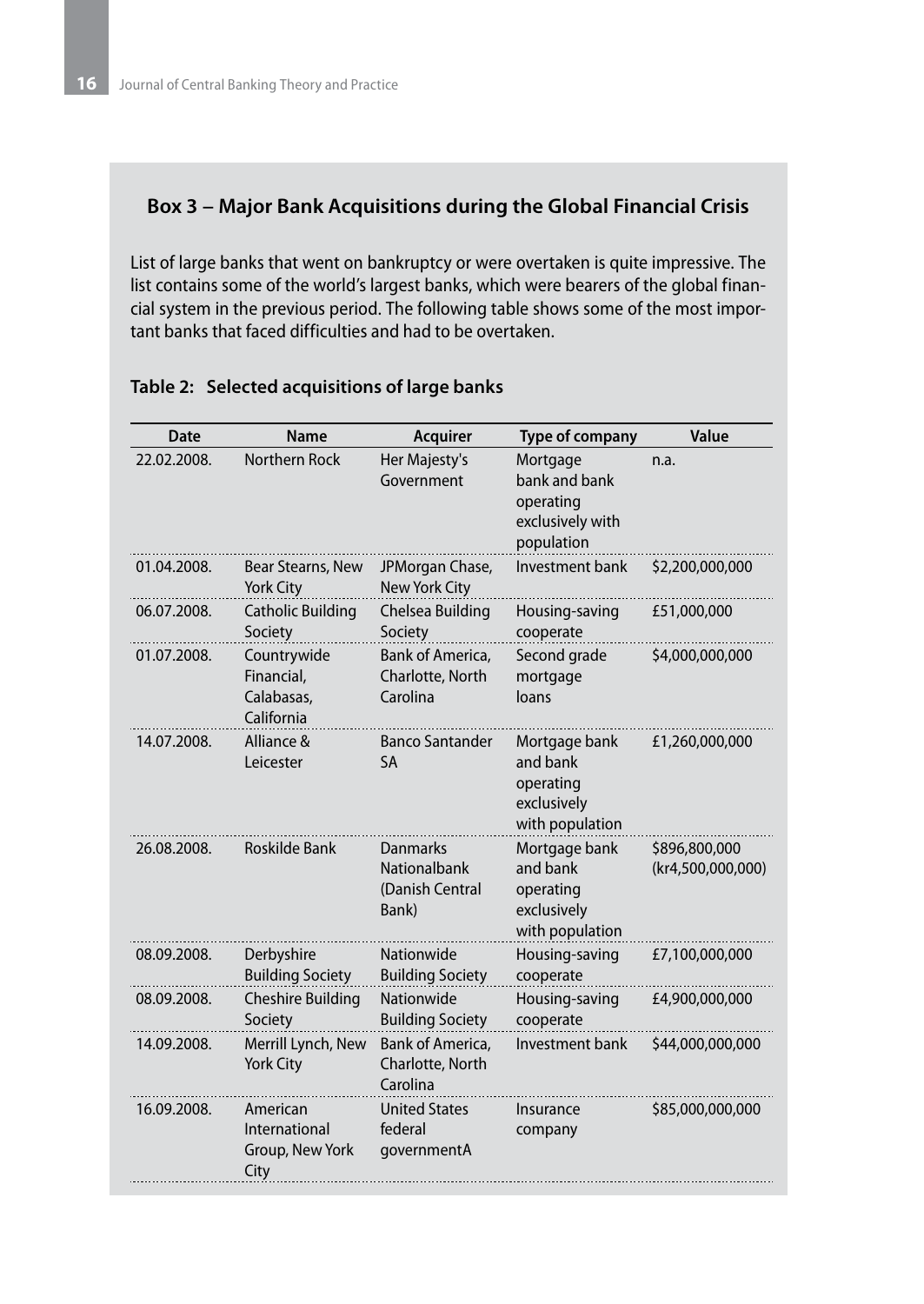### Box 3 – Major Bank Acquisitions during the Global Financial Crisis

List of large banks that went on bankruptcy or were overtaken is quite impressive. The list contains some of the world's largest banks, which were bearers of the global financial system in the previous period. The following table shows some of the most important banks that faced difficulties and had to be overtaken.

**Table 2: Selected acquisitions of large banks**

| Date | Name | Acquirer | Type of company | Value |
|---|---|---|---|---|
| 22.02.2008. | Northern Rock | Her Majesty's Government | Mortgage bank and bank operating exclusively with population | n.a. |
| 01.04.2008. | Bear Stearns, New York City | JPMorgan Chase, New York City | Investment bank | $2,200,000,000 |
| 06.07.2008. | Catholic Building Society | Chelsea Building Society | Housing-saving cooperate | £51,000,000 |
| 01.07.2008. | Countrywide Financial, Calabasas, California | Bank of America, Charlotte, North Carolina | Second grade mortgage loans | $4,000,000,000 |
| 14.07.2008. | Alliance & Leicester | Banco Santander SA | Mortgage bank and bank operating exclusively with population | £1,260,000,000 |
| 26.08.2008. | Roskilde Bank | Danmarks Nationalbank (Danish Central Bank) | Mortgage bank and bank operating exclusively with population | $896,800,000 (kr4,500,000,000) |
| 08.09.2008. | Derbyshire Building Society | Nationwide Building Society | Housing-saving cooperate | £7,100,000,000 |
| 08.09.2008. | Cheshire Building Society | Nationwide Building Society | Housing-saving cooperate | £4,900,000,000 |
| 14.09.2008. | Merrill Lynch, New York City | Bank of America, Charlotte, North Carolina | Investment bank | $44,000,000,000 |
| 16.09.2008. | American International Group, New York City | United States federal governmentA | Insurance company | $85,000,000,000 |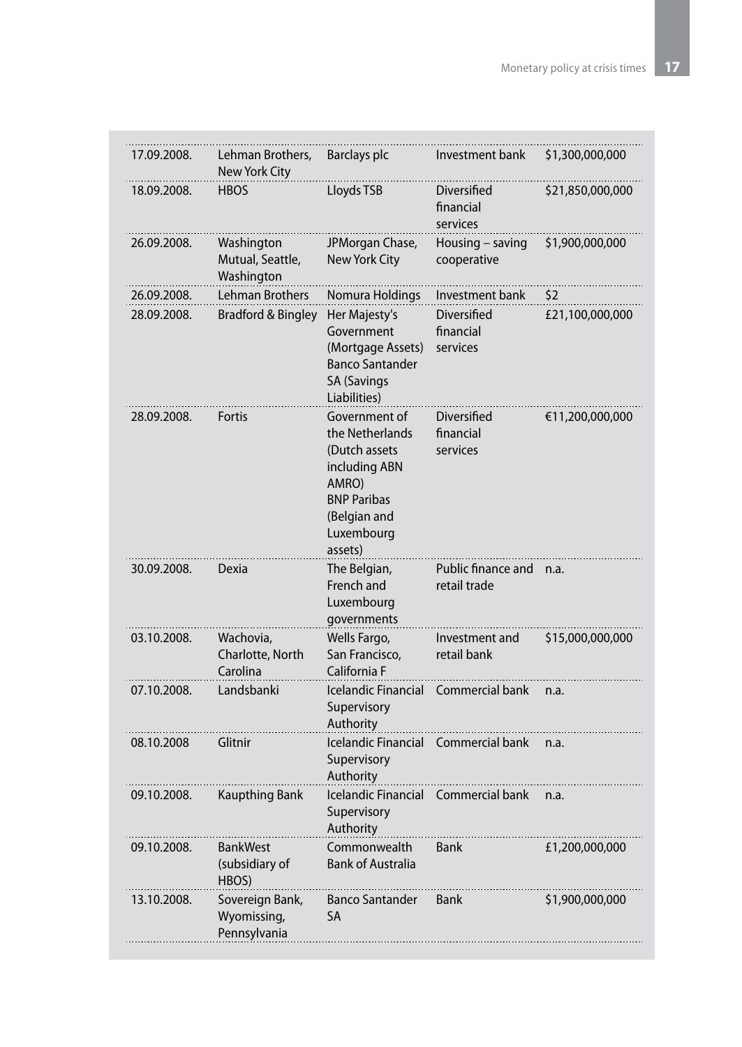| 17.09.2008. | Lehman Brothers, New York City | Barclays plc | Investment bank | $1,300,000,000 |
|---|---|---|---|---|
| 18.09.2008. | HBOS | Lloyds TSB | Diversified financial services | $21,850,000,000 |
| 26.09.2008. | Washington Mutual, Seattle, Washington | JPMorgan Chase, New York City | Housing – saving cooperative | $1,900,000,000 |
| 26.09.2008. | Lehman Brothers | Nomura Holdings | Investment bank | $2 |
| 28.09.2008. | Bradford & Bingley | Her Majesty's Government (Mortgage Assets) Banco Santander SA (Savings Liabilities) | Diversified financial services | £21,100,000,000 |
| 28.09.2008. | Fortis | Government of the Netherlands (Dutch assets including ABN AMRO) BNP Paribas (Belgian and Luxembourg assets) | Diversified financial services | €11,200,000,000 |
| 30.09.2008. | Dexia | The Belgian, French and Luxembourg governments | Public finance and retail trade | n.a. |
| 03.10.2008. | Wachovia, Charlotte, North Carolina | Wells Fargo, San Francisco, California F | Investment and retail bank | $15,000,000,000 |
| 07.10.2008. | Landsbanki | Icelandic Financial Supervisory Authority | Commercial bank | n.a. |
| 08.10.2008 | Glitnir | Icelandic Financial Supervisory Authority | Commercial bank | n.a. |
| 09.10.2008. | Kaupthing Bank | Icelandic Financial Supervisory Authority | Commercial bank | n.a. |
| 09.10.2008. | BankWest (subsidiary of HBOS) | Commonwealth Bank of Australia | Bank | £1,200,000,000 |
| 13.10.2008. | Sovereign Bank, Wyomissing, Pennsylvania | Banco Santander SA | Bank | $1,900,000,000 |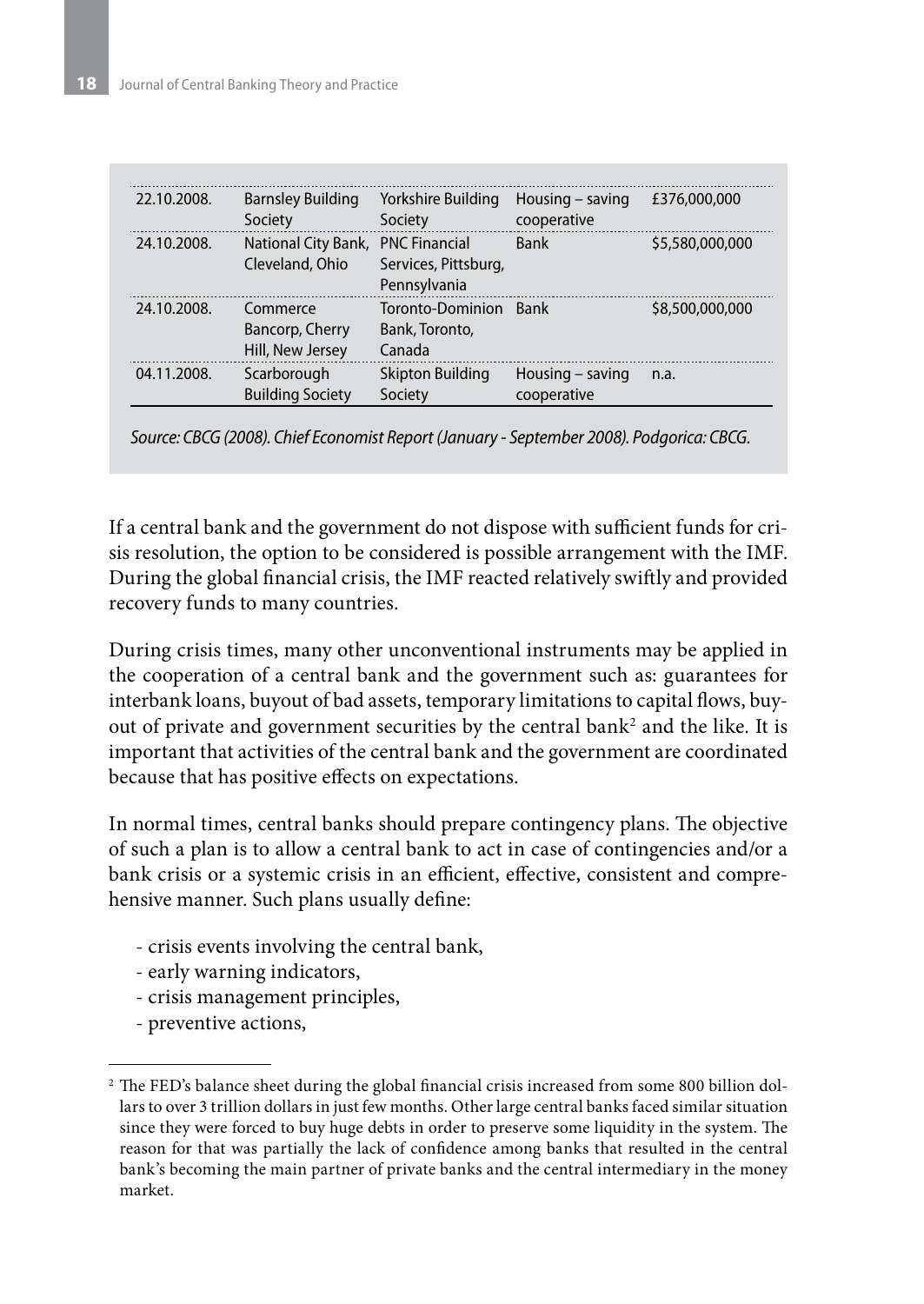| | | | | |
|---|---|---|---|---|
| 22.10.2008. | Barnsley Building Society | Yorkshire Building Society | Housing – saving cooperative | £376,000,000 |
| 24.10.2008. | National City Bank, Cleveland, Ohio | PNC Financial Services, Pittsburg, Pennsylvania | Bank | $5,580,000,000 |
| 24.10.2008. | Commerce Bancorp, Cherry Hill, New Jersey | Toronto-Dominion Bank, Toronto, Canada | Bank | $8,500,000,000 |
| 04.11.2008. | Scarborough Building Society | Skipton Building Society | Housing – saving cooperative | n.a. |

*Source: CBCG (2008). Chief Economist Report (January - September 2008). Podgorica: CBCG.*

If a central bank and the government do not dispose with sufficient funds for crisis resolution, the option to be considered is possible arrangement with the IMF. During the global financial crisis, the IMF reacted relatively swiftly and provided recovery funds to many countries.

During crisis times, many other unconventional instruments may be applied in the cooperation of a central bank and the government such as: guarantees for interbank loans, buyout of bad assets, temporary limitations to capital flows, buyout of private and government securities by the central bank[2] and the like. It is important that activities of the central bank and the government are coordinated because that has positive effects on expectations.

In normal times, central banks should prepare contingency plans. The objective of such a plan is to allow a central bank to act in case of contingencies and/or a bank crisis or a systemic crisis in an efficient, effective, consistent and comprehensive manner. Such plans usually define:

- crisis events involving the central bank,
- early warning indicators,
- crisis management principles,
- preventive actions,

[2] The FED's balance sheet during the global financial crisis increased from some 800 billion dollars to over 3 trillion dollars in just few months. Other large central banks faced similar situation since they were forced to buy huge debts in order to preserve some liquidity in the system. The reason for that was partially the lack of confidence among banks that resulted in the central bank's becoming the main partner of private banks and the central intermediary in the money market.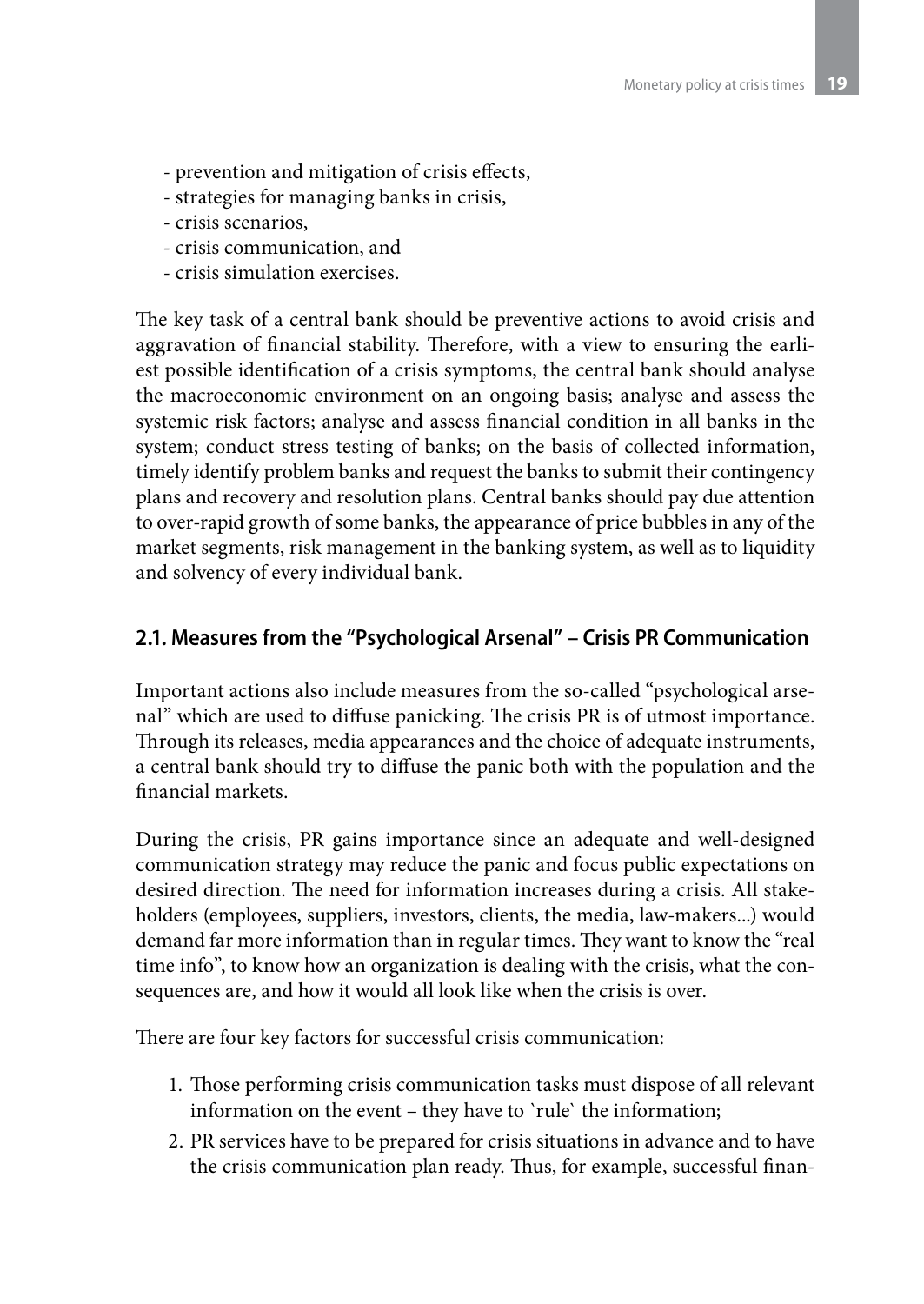- prevention and mitigation of crisis effects,
- strategies for managing banks in crisis,
- crisis scenarios,
- crisis communication, and
- crisis simulation exercises.

The key task of a central bank should be preventive actions to avoid crisis and aggravation of financial stability. Therefore, with a view to ensuring the earliest possible identification of a crisis symptoms, the central bank should analyse the macroeconomic environment on an ongoing basis; analyse and assess the systemic risk factors; analyse and assess financial condition in all banks in the system; conduct stress testing of banks; on the basis of collected information, timely identify problem banks and request the banks to submit their contingency plans and recovery and resolution plans. Central banks should pay due attention to over-rapid growth of some banks, the appearance of price bubbles in any of the market segments, risk management in the banking system, as well as to liquidity and solvency of every individual bank.

## 2.1. Measures from the "Psychological Arsenal" – Crisis PR Communication

Important actions also include measures from the so-called "psychological arsenal" which are used to diffuse panicking. The crisis PR is of utmost importance. Through its releases, media appearances and the choice of adequate instruments, a central bank should try to diffuse the panic both with the population and the financial markets.

During the crisis, PR gains importance since an adequate and well-designed communication strategy may reduce the panic and focus public expectations on desired direction. The need for information increases during a crisis. All stakeholders (employees, suppliers, investors, clients, the media, law-makers...) would demand far more information than in regular times. They want to know the "real time info", to know how an organization is dealing with the crisis, what the consequences are, and how it would all look like when the crisis is over.

There are four key factors for successful crisis communication:

1. Those performing crisis communication tasks must dispose of all relevant information on the event – they have to `rule` the information;
2. PR services have to be prepared for crisis situations in advance and to have the crisis communication plan ready. Thus, for example, successful finan-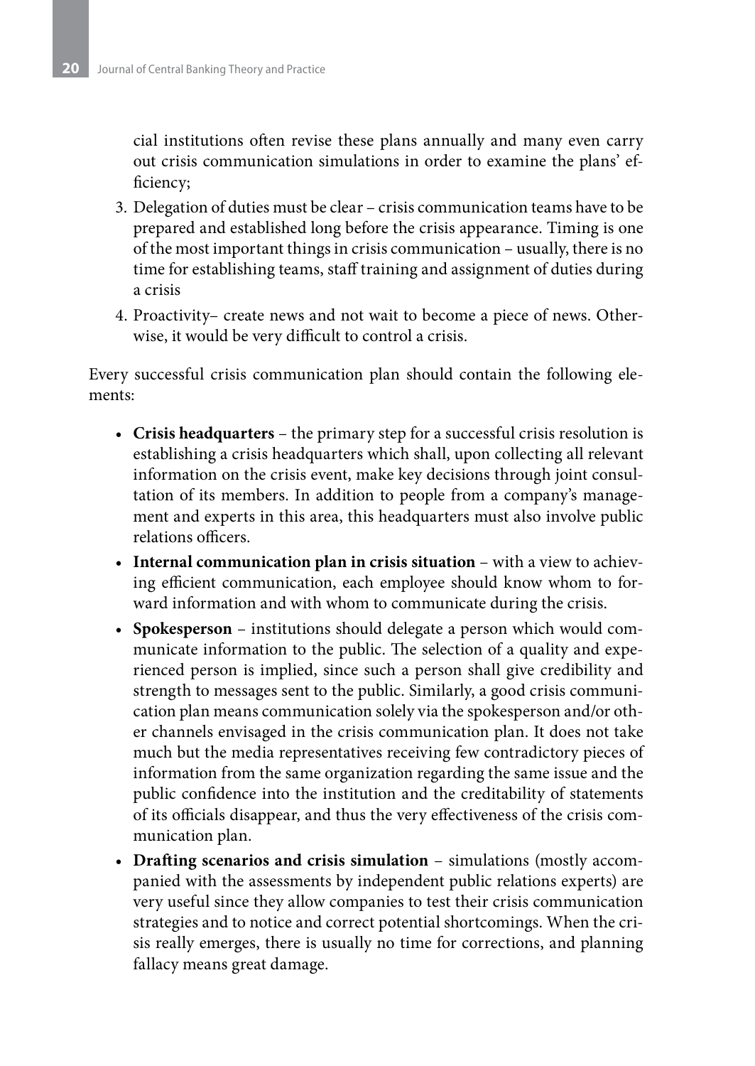cial institutions often revise these plans annually and many even carry out crisis communication simulations in order to examine the plans' efficiency;

3. Delegation of duties must be clear – crisis communication teams have to be prepared and established long before the crisis appearance. Timing is one of the most important things in crisis communication – usually, there is no time for establishing teams, staff training and assignment of duties during a crisis
4. Proactivity– create news and not wait to become a piece of news. Otherwise, it would be very difficult to control a crisis.

Every successful crisis communication plan should contain the following elements:

- **Crisis headquarters** – the primary step for a successful crisis resolution is establishing a crisis headquarters which shall, upon collecting all relevant information on the crisis event, make key decisions through joint consultation of its members. In addition to people from a company's management and experts in this area, this headquarters must also involve public relations officers.
- **Internal communication plan in crisis situation** – with a view to achieving efficient communication, each employee should know whom to forward information and with whom to communicate during the crisis.
- **Spokesperson** – institutions should delegate a person which would communicate information to the public. The selection of a quality and experienced person is implied, since such a person shall give credibility and strength to messages sent to the public. Similarly, a good crisis communication plan means communication solely via the spokesperson and/or other channels envisaged in the crisis communication plan. It does not take much but the media representatives receiving few contradictory pieces of information from the same organization regarding the same issue and the public confidence into the institution and the creditability of statements of its officials disappear, and thus the very effectiveness of the crisis communication plan.
- **Drafting scenarios and crisis simulation** – simulations (mostly accompanied with the assessments by independent public relations experts) are very useful since they allow companies to test their crisis communication strategies and to notice and correct potential shortcomings. When the crisis really emerges, there is usually no time for corrections, and planning fallacy means great damage.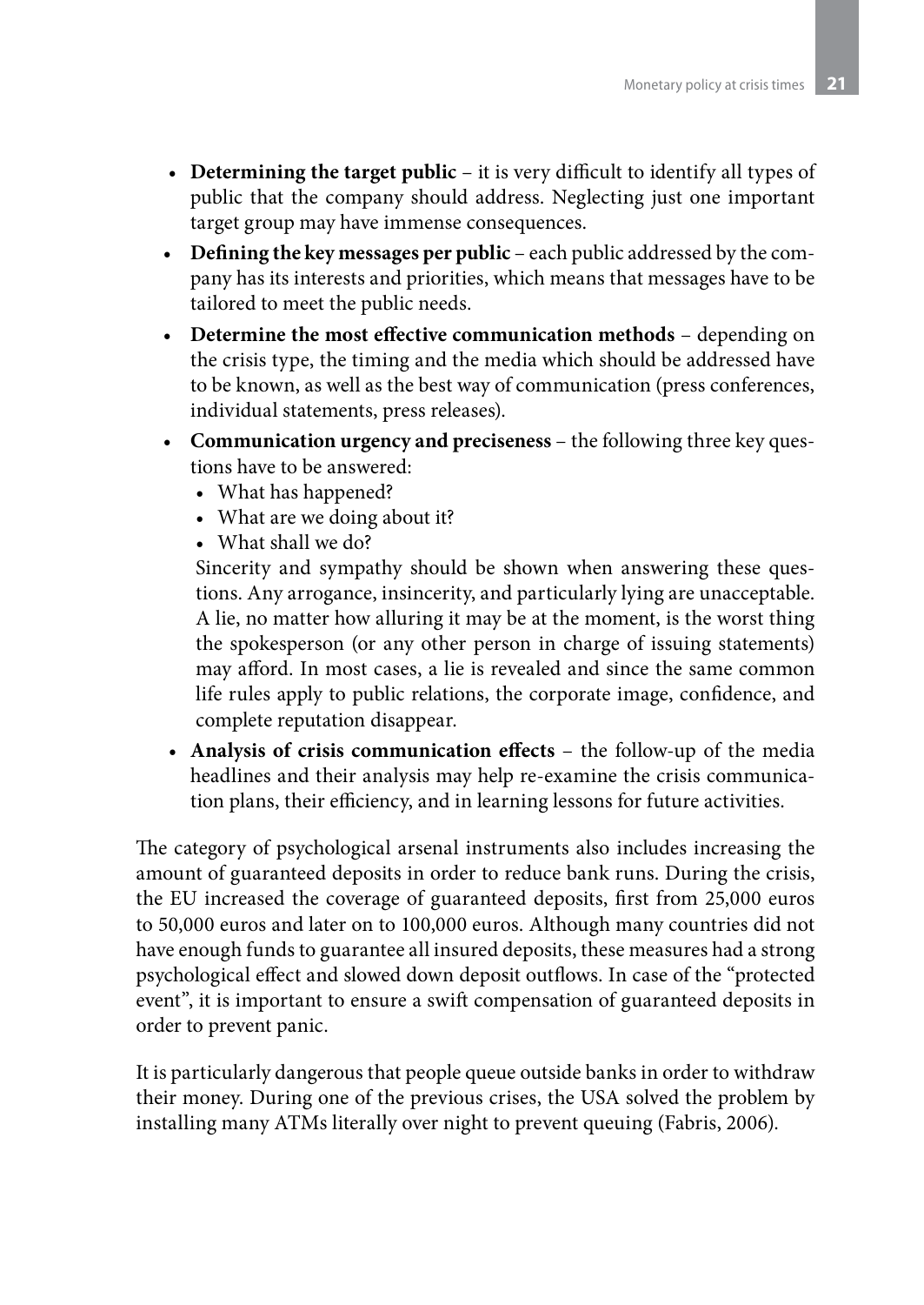- **Determining the target public** – it is very difficult to identify all types of public that the company should address. Neglecting just one important target group may have immense consequences.
- **Defining the key messages per public** – each public addressed by the company has its interests and priorities, which means that messages have to be tailored to meet the public needs.
- **Determine the most effective communication methods** – depending on the crisis type, the timing and the media which should be addressed have to be known, as well as the best way of communication (press conferences, individual statements, press releases).
- **Communication urgency and preciseness** – the following three key questions have to be answered:
  - What has happened?
  - What are we doing about it?
  - What shall we do?

  Sincerity and sympathy should be shown when answering these questions. Any arrogance, insincerity, and particularly lying are unacceptable. A lie, no matter how alluring it may be at the moment, is the worst thing the spokesperson (or any other person in charge of issuing statements) may afford. In most cases, a lie is revealed and since the same common life rules apply to public relations, the corporate image, confidence, and complete reputation disappear.
- **Analysis of crisis communication effects** – the follow-up of the media headlines and their analysis may help re-examine the crisis communication plans, their efficiency, and in learning lessons for future activities.

The category of psychological arsenal instruments also includes increasing the amount of guaranteed deposits in order to reduce bank runs. During the crisis, the EU increased the coverage of guaranteed deposits, first from 25,000 euros to 50,000 euros and later on to 100,000 euros. Although many countries did not have enough funds to guarantee all insured deposits, these measures had a strong psychological effect and slowed down deposit outflows. In case of the "protected event", it is important to ensure a swift compensation of guaranteed deposits in order to prevent panic.

It is particularly dangerous that people queue outside banks in order to withdraw their money. During one of the previous crises, the USA solved the problem by installing many ATMs literally over night to prevent queuing (Fabris, 2006).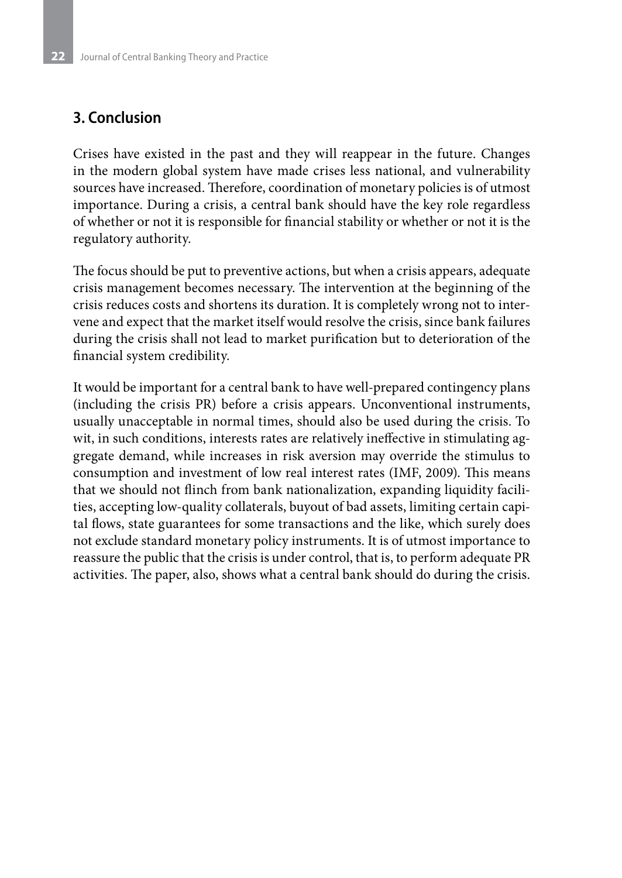## 3. Conclusion

Crises have existed in the past and they will reappear in the future. Changes in the modern global system have made crises less national, and vulnerability sources have increased. Therefore, coordination of monetary policies is of utmost importance. During a crisis, a central bank should have the key role regardless of whether or not it is responsible for financial stability or whether or not it is the regulatory authority.

The focus should be put to preventive actions, but when a crisis appears, adequate crisis management becomes necessary. The intervention at the beginning of the crisis reduces costs and shortens its duration. It is completely wrong not to intervene and expect that the market itself would resolve the crisis, since bank failures during the crisis shall not lead to market purification but to deterioration of the financial system credibility.

It would be important for a central bank to have well-prepared contingency plans (including the crisis PR) before a crisis appears. Unconventional instruments, usually unacceptable in normal times, should also be used during the crisis. To wit, in such conditions, interests rates are relatively ineffective in stimulating aggregate demand, while increases in risk aversion may override the stimulus to consumption and investment of low real interest rates (IMF, 2009). This means that we should not flinch from bank nationalization, expanding liquidity facilities, accepting low-quality collaterals, buyout of bad assets, limiting certain capital flows, state guarantees for some transactions and the like, which surely does not exclude standard monetary policy instruments. It is of utmost importance to reassure the public that the crisis is under control, that is, to perform adequate PR activities. The paper, also, shows what a central bank should do during the crisis.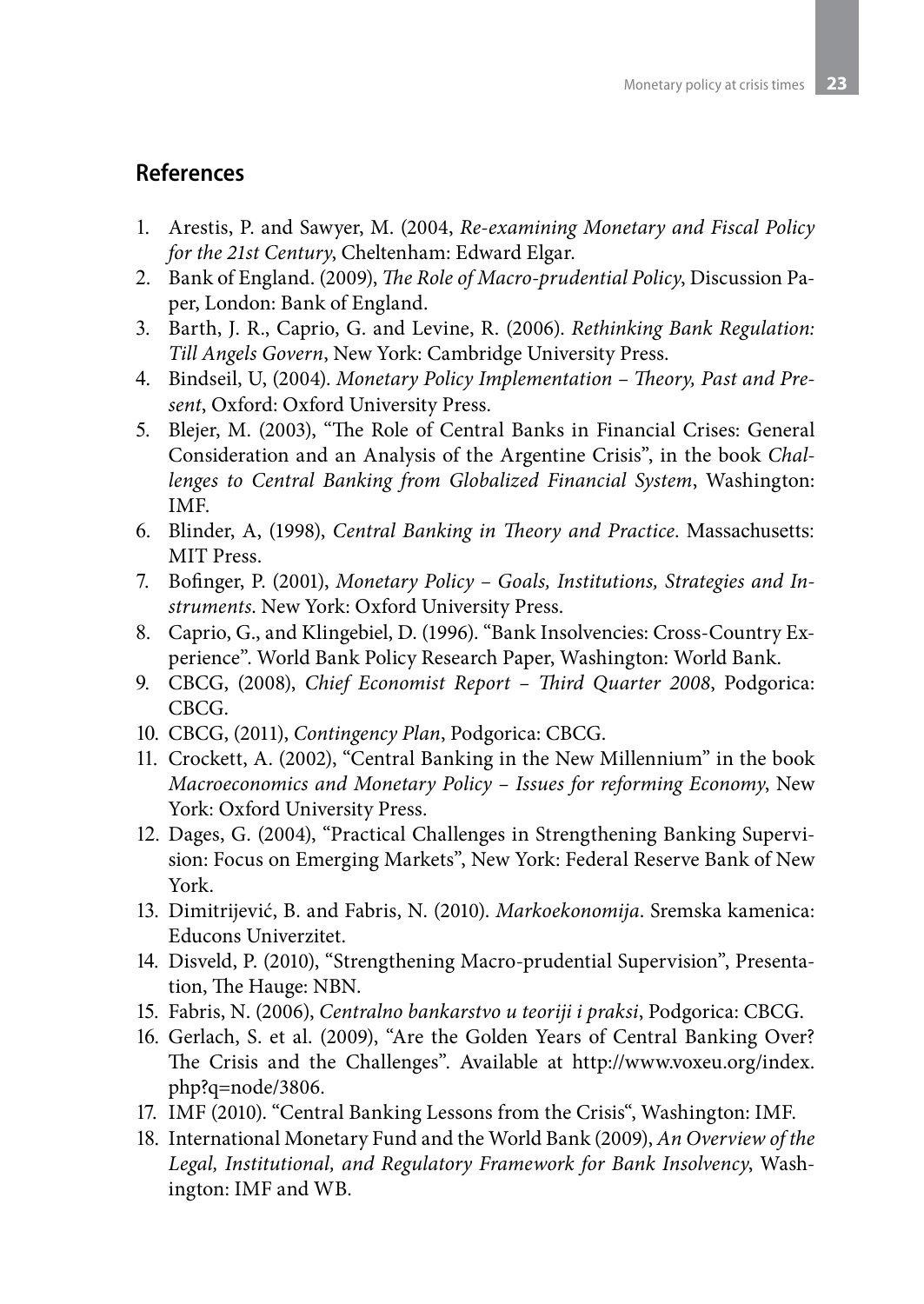## References

1. Arestis, P. and Sawyer, M. (2004, *Re-examining Monetary and Fiscal Policy for the 21st Century*, Cheltenham: Edward Elgar.
2. Bank of England. (2009), *The Role of Macro-prudential Policy*, Discussion Paper, London: Bank of England.
3. Barth, J. R., Caprio, G. and Levine, R. (2006). *Rethinking Bank Regulation: Till Angels Govern*, New York: Cambridge University Press.
4. Bindseil, U, (2004). *Monetary Policy Implementation – Theory, Past and Present*, Oxford: Oxford University Press.
5. Blejer, M. (2003), "The Role of Central Banks in Financial Crises: General Consideration and an Analysis of the Argentine Crisis", in the book *Challenges to Central Banking from Globalized Financial System*, Washington: IMF.
6. Blinder, A, (1998), *Central Banking in Theory and Practice*. Massachusetts: MIT Press.
7. Bofinger, P. (2001), *Monetary Policy – Goals, Institutions, Strategies and Instruments*. New York: Oxford University Press.
8. Caprio, G., and Klingebiel, D. (1996). "Bank Insolvencies: Cross-Country Experience". World Bank Policy Research Paper, Washington: World Bank.
9. CBCG, (2008), *Chief Economist Report – Third Quarter 2008*, Podgorica: CBCG.
10. CBCG, (2011), *Contingency Plan*, Podgorica: CBCG.
11. Crockett, A. (2002), "Central Banking in the New Millennium" in the book *Macroeconomics and Monetary Policy – Issues for reforming Economy*, New York: Oxford University Press.
12. Dages, G. (2004), "Practical Challenges in Strengthening Banking Supervision: Focus on Emerging Markets", New York: Federal Reserve Bank of New York.
13. Dimitrijević, B. and Fabris, N. (2010). *Markoekonomija*. Sremska kamenica: Educons Univerzitet.
14. Disveld, P. (2010), "Strengthening Macro-prudential Supervision", Presentation, The Hauge: NBN.
15. Fabris, N. (2006), *Centralno bankarstvo u teoriji i praksi*, Podgorica: CBCG.
16. Gerlach, S. et al. (2009), "Are the Golden Years of Central Banking Over? The Crisis and the Challenges". Available at http://www.voxeu.org/index.php?q=node/3806.
17. IMF (2010). "Central Banking Lessons from the Crisis", Washington: IMF.
18. International Monetary Fund and the World Bank (2009), *An Overview of the Legal, Institutional, and Regulatory Framework for Bank Insolvency*, Washington: IMF and WB.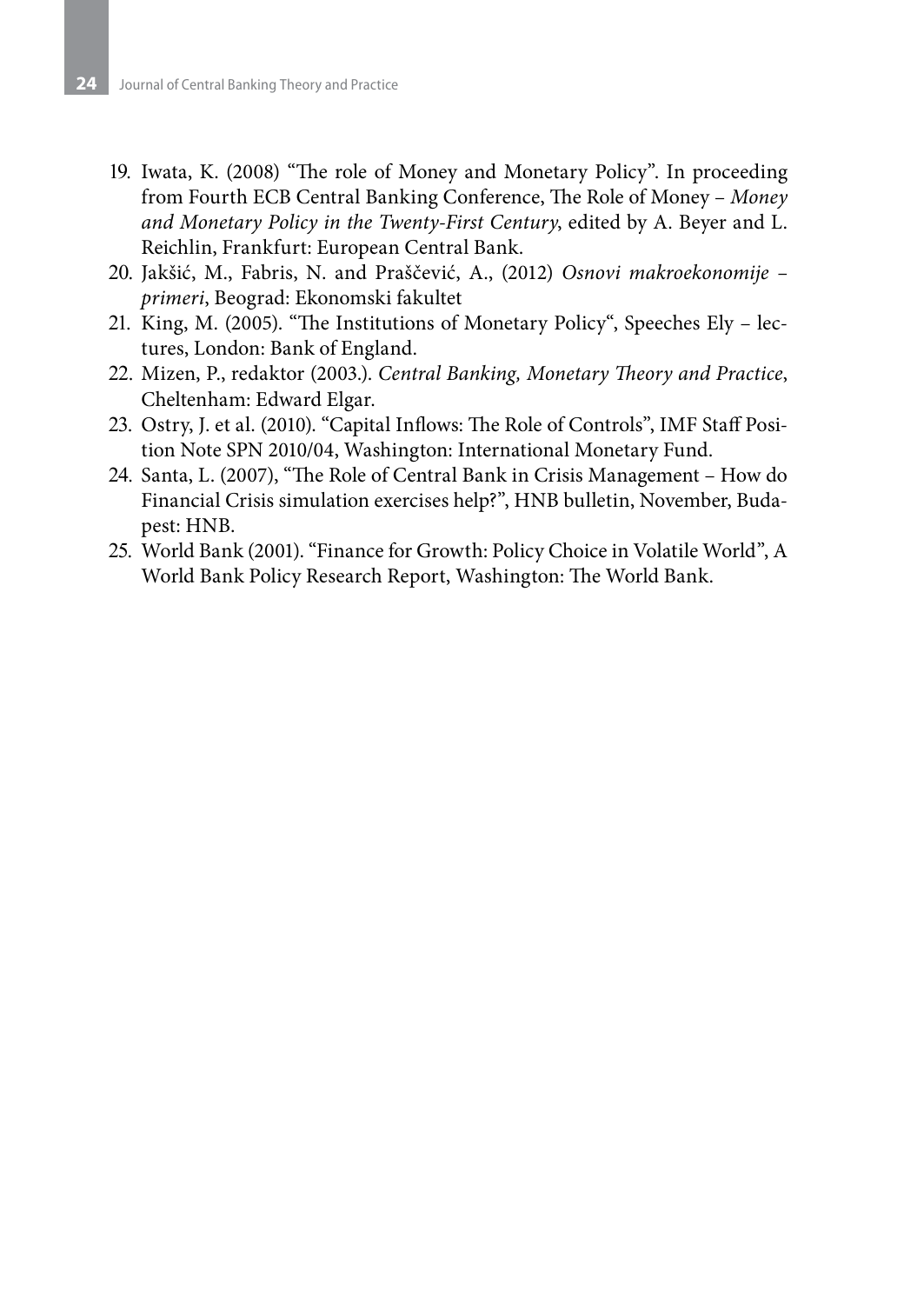19. Iwata, K. (2008) "The role of Money and Monetary Policy". In proceeding from Fourth ECB Central Banking Conference, The Role of Money – *Money and Monetary Policy in the Twenty-First Century*, edited by A. Beyer and L. Reichlin, Frankfurt: European Central Bank.
20. Jakšić, M., Fabris, N. and Praščević, A., (2012) *Osnovi makroekonomije – primeri*, Beograd: Ekonomski fakultet
21. King, M. (2005). "The Institutions of Monetary Policy", Speeches Ely – lectures, London: Bank of England.
22. Mizen, P., redaktor (2003.). *Central Banking, Monetary Theory and Practice*, Cheltenham: Edward Elgar.
23. Ostry, J. et al. (2010). "Capital Inflows: The Role of Controls", IMF Staff Position Note SPN 2010/04, Washington: International Monetary Fund.
24. Santa, L. (2007), "The Role of Central Bank in Crisis Management – How do Financial Crisis simulation exercises help?", HNB bulletin, November, Budapest: HNB.
25. World Bank (2001). "Finance for Growth: Policy Choice in Volatile World", A World Bank Policy Research Report, Washington: The World Bank.